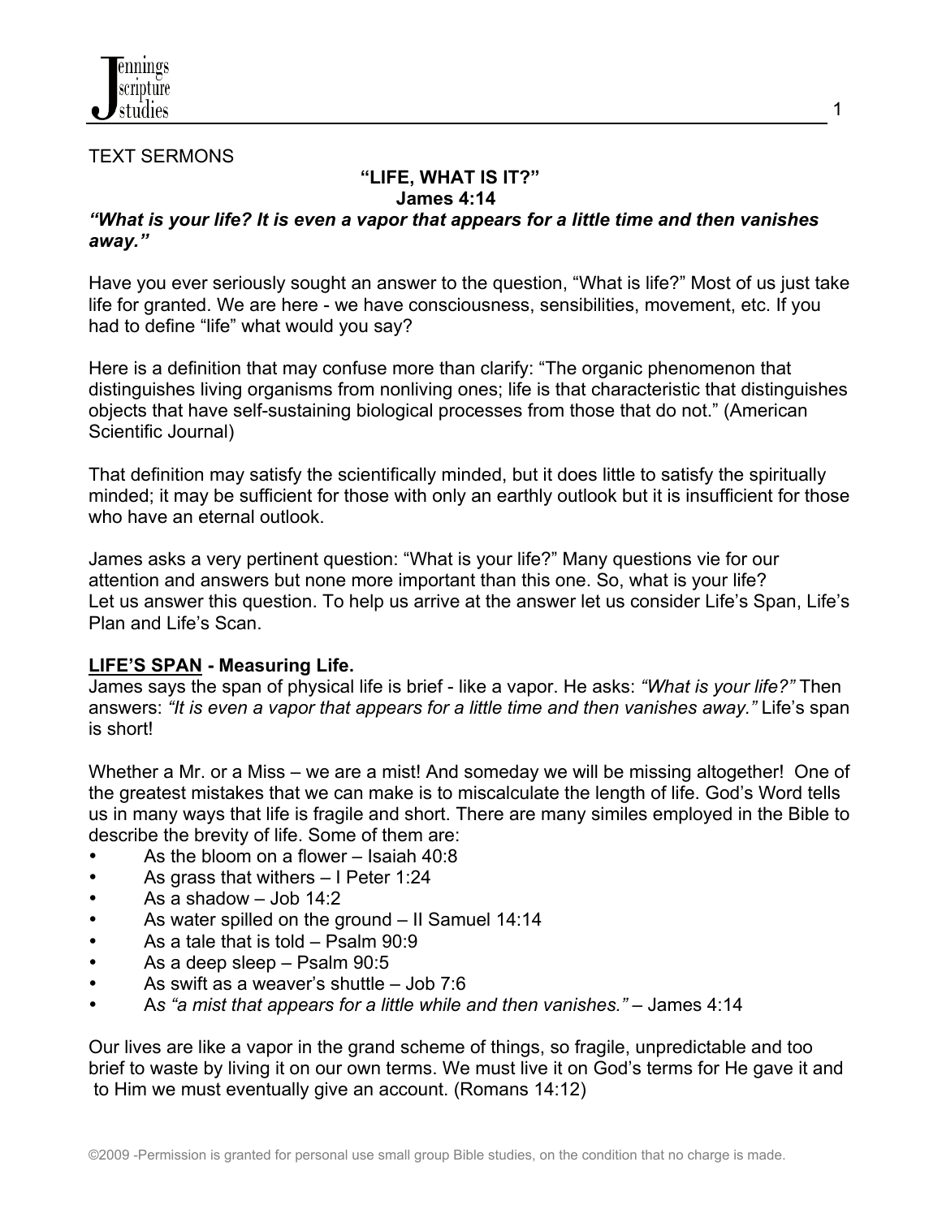TEXT SERMONS

# "LIFE, WHAT IS IT?"
## James 4:14

***"What is your life? It is even a vapor that appears for a little time and then vanishes away."***

Have you ever seriously sought an answer to the question, "What is life?" Most of us just take life for granted. We are here - we have consciousness, sensibilities, movement, etc. If you had to define "life" what would you say?

Here is a definition that may confuse more than clarify: "The organic phenomenon that distinguishes living organisms from nonliving ones; life is that characteristic that distinguishes objects that have self-sustaining biological processes from those that do not." (American Scientific Journal)

That definition may satisfy the scientifically minded, but it does little to satisfy the spiritually minded; it may be sufficient for those with only an earthly outlook but it is insufficient for those who have an eternal outlook.

James asks a very pertinent question: "What is your life?" Many questions vie for our attention and answers but none more important than this one. So, what is your life? Let us answer this question. To help us arrive at the answer let us consider Life's Span, Life's Plan and Life's Scan.

**LIFE'S SPAN - Measuring Life.**

James says the span of physical life is brief - like a vapor. He asks: *"What is your life?"* Then answers: *"It is even a vapor that appears for a little time and then vanishes away."* Life's span is short!

Whether a Mr. or a Miss – we are a mist! And someday we will be missing altogether! One of the greatest mistakes that we can make is to miscalculate the length of life. God's Word tells us in many ways that life is fragile and short. There are many similes employed in the Bible to describe the brevity of life. Some of them are:

- As the bloom on a flower – Isaiah 40:8
- As grass that withers – I Peter 1:24
- As a shadow – Job 14:2
- As water spilled on the ground – II Samuel 14:14
- As a tale that is told – Psalm 90:9
- As a deep sleep – Psalm 90:5
- As swift as a weaver's shuttle – Job 7:6
- A*s "a mist that appears for a little while and then vanishes."* – James 4:14

Our lives are like a vapor in the grand scheme of things, so fragile, unpredictable and too brief to waste by living it on our own terms. We must live it on God's terms for He gave it and to Him we must eventually give an account. (Romans 14:12)

©2009 -Permission is granted for personal use small group Bible studies, on the condition that no charge is made.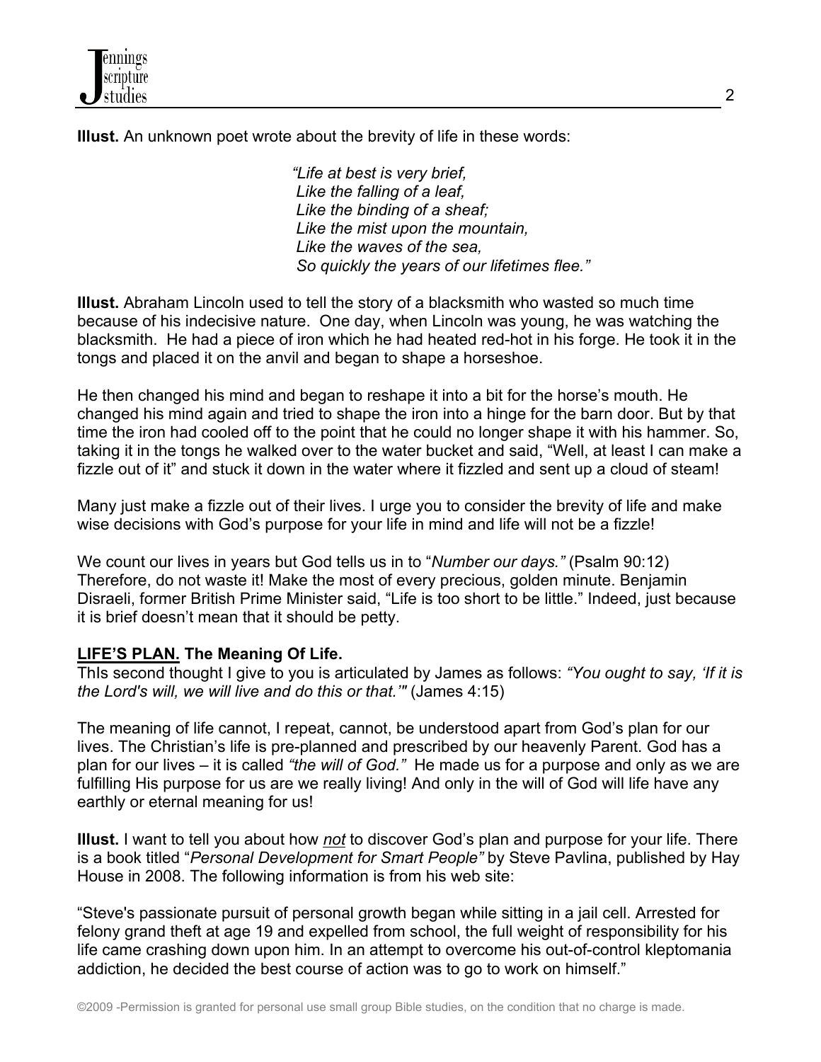**Illust.** An unknown poet wrote about the brevity of life in these words:

> *"Life at best is very brief,*
> *Like the falling of a leaf,*
> *Like the binding of a sheaf;*
> *Like the mist upon the mountain,*
> *Like the waves of the sea,*
> *So quickly the years of our lifetimes flee."*

**Illust.** Abraham Lincoln used to tell the story of a blacksmith who wasted so much time because of his indecisive nature. One day, when Lincoln was young, he was watching the blacksmith. He had a piece of iron which he had heated red-hot in his forge. He took it in the tongs and placed it on the anvil and began to shape a horseshoe.

He then changed his mind and began to reshape it into a bit for the horse's mouth. He changed his mind again and tried to shape the iron into a hinge for the barn door. But by that time the iron had cooled off to the point that he could no longer shape it with his hammer. So, taking it in the tongs he walked over to the water bucket and said, "Well, at least I can make a fizzle out of it" and stuck it down in the water where it fizzled and sent up a cloud of steam!

Many just make a fizzle out of their lives. I urge you to consider the brevity of life and make wise decisions with God's purpose for your life in mind and life will not be a fizzle!

We count our lives in years but God tells us in to "*Number our days.*" (Psalm 90:12) Therefore, do not waste it! Make the most of every precious, golden minute. Benjamin Disraeli, former British Prime Minister said, "Life is too short to be little." Indeed, just because it is brief doesn't mean that it should be petty.

**<u>LIFE'S PLAN.</u> The Meaning Of Life.**

ThIs second thought I give to you is articulated by James as follows: *"You ought to say, 'If it is the Lord's will, we will live and do this or that.'"* (James 4:15)

The meaning of life cannot, I repeat, cannot, be understood apart from God's plan for our lives. The Christian's life is pre-planned and prescribed by our heavenly Parent. God has a plan for our lives – it is called *"the will of God."* He made us for a purpose and only as we are fulfilling His purpose for us are we really living! And only in the will of God will life have any earthly or eternal meaning for us!

**Illust.** I want to tell you about how ***<u>not</u>*** to discover God's plan and purpose for your life. There is a book titled "*Personal Development for Smart People"* by Steve Pavlina, published by Hay House in 2008. The following information is from his web site:

"Steve's passionate pursuit of personal growth began while sitting in a jail cell. Arrested for felony grand theft at age 19 and expelled from school, the full weight of responsibility for his life came crashing down upon him. In an attempt to overcome his out-of-control kleptomania addiction, he decided the best course of action was to go to work on himself."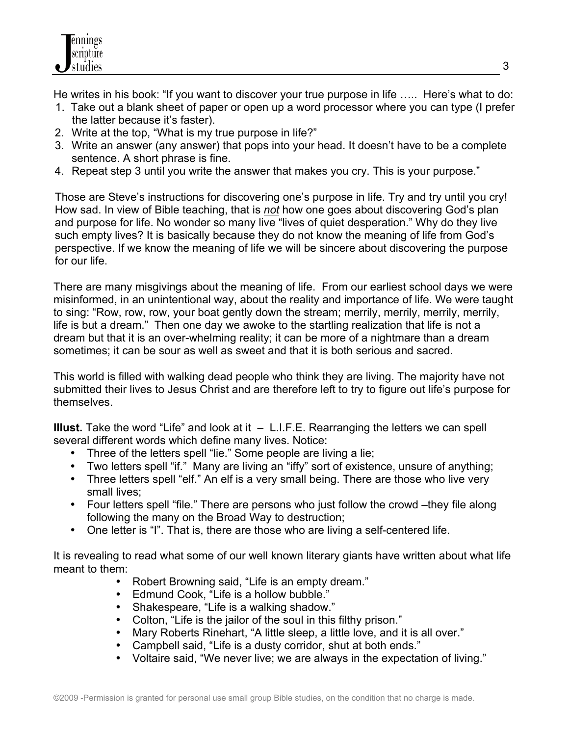He writes in his book: "If you want to discover your true purpose in life ….. Here's what to do:

1. Take out a blank sheet of paper or open up a word processor where you can type (I prefer the latter because it's faster).
2. Write at the top, "What is my true purpose in life?"
3. Write an answer (any answer) that pops into your head. It doesn't have to be a complete sentence. A short phrase is fine.
4. Repeat step 3 until you write the answer that makes you cry. This is your purpose."

Those are Steve's instructions for discovering one's purpose in life. Try and try until you cry! How sad. In view of Bible teaching, that is *not* how one goes about discovering God's plan and purpose for life. No wonder so many live "lives of quiet desperation." Why do they live such empty lives? It is basically because they do not know the meaning of life from God's perspective. If we know the meaning of life we will be sincere about discovering the purpose for our life.

There are many misgivings about the meaning of life. From our earliest school days we were misinformed, in an unintentional way, about the reality and importance of life. We were taught to sing: "Row, row, row, your boat gently down the stream; merrily, merrily, merrily, merrily, life is but a dream." Then one day we awoke to the startling realization that life is not a dream but that it is an over-whelming reality; it can be more of a nightmare than a dream sometimes; it can be sour as well as sweet and that it is both serious and sacred.

This world is filled with walking dead people who think they are living. The majority have not submitted their lives to Jesus Christ and are therefore left to try to figure out life's purpose for themselves.

**Illust.** Take the word "Life" and look at it – L.I.F.E. Rearranging the letters we can spell several different words which define many lives. Notice:

- Three of the letters spell "lie." Some people are living a lie;
- Two letters spell "if." Many are living an "iffy" sort of existence, unsure of anything;
- Three letters spell "elf." An elf is a very small being. There are those who live very small lives;
- Four letters spell "file." There are persons who just follow the crowd –they file along following the many on the Broad Way to destruction;
- One letter is "I". That is, there are those who are living a self-centered life.

It is revealing to read what some of our well known literary giants have written about what life meant to them:

- Robert Browning said, "Life is an empty dream."
- Edmund Cook, "Life is a hollow bubble."
- Shakespeare, "Life is a walking shadow."
- Colton, "Life is the jailor of the soul in this filthy prison."
- Mary Roberts Rinehart, "A little sleep, a little love, and it is all over."
- Campbell said, "Life is a dusty corridor, shut at both ends."
- Voltaire said, "We never live; we are always in the expectation of living."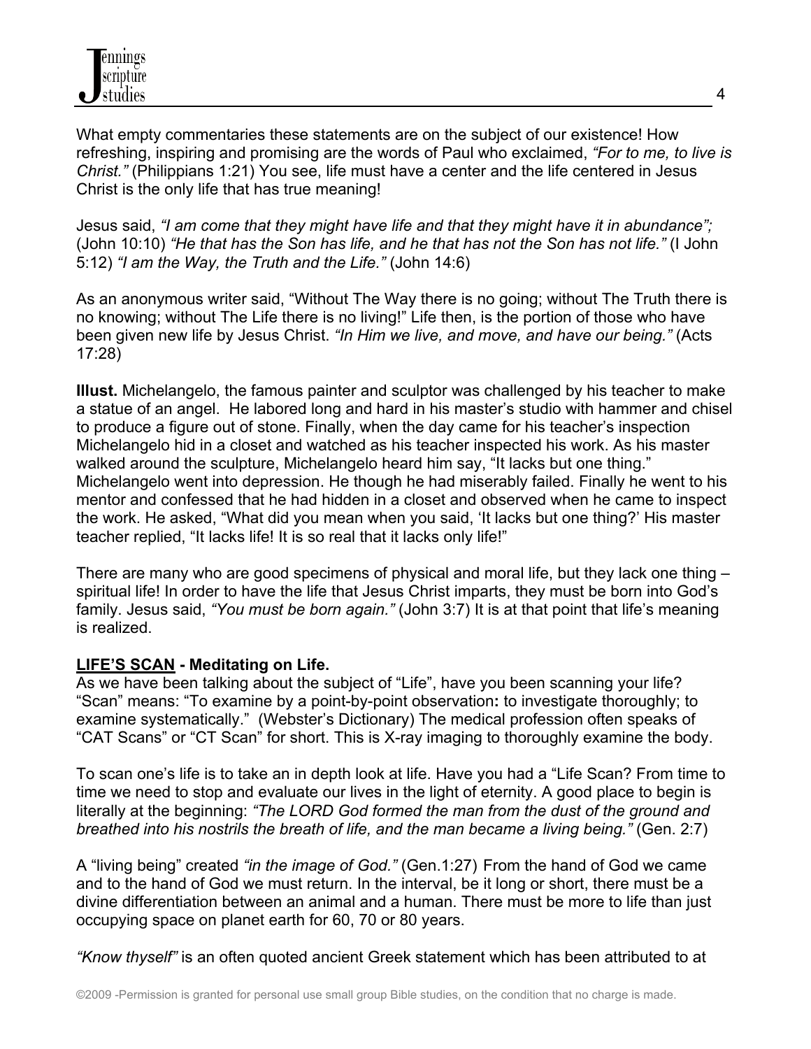What empty commentaries these statements are on the subject of our existence! How refreshing, inspiring and promising are the words of Paul who exclaimed, *"For to me, to live is Christ."* (Philippians 1:21) You see, life must have a center and the life centered in Jesus Christ is the only life that has true meaning!

Jesus said, *"I am come that they might have life and that they might have it in abundance";* (John 10:10) *"He that has the Son has life, and he that has not the Son has not life."* (I John 5:12) *"I am the Way, the Truth and the Life."* (John 14:6)

As an anonymous writer said, "Without The Way there is no going; without The Truth there is no knowing; without The Life there is no living!" Life then, is the portion of those who have been given new life by Jesus Christ. *"In Him we live, and move, and have our being."* (Acts 17:28)

**Illust.** Michelangelo, the famous painter and sculptor was challenged by his teacher to make a statue of an angel. He labored long and hard in his master's studio with hammer and chisel to produce a figure out of stone. Finally, when the day came for his teacher's inspection Michelangelo hid in a closet and watched as his teacher inspected his work. As his master walked around the sculpture, Michelangelo heard him say, "It lacks but one thing." Michelangelo went into depression. He though he had miserably failed. Finally he went to his mentor and confessed that he had hidden in a closet and observed when he came to inspect the work. He asked, "What did you mean when you said, 'It lacks but one thing?' His master teacher replied, "It lacks life! It is so real that it lacks only life!"

There are many who are good specimens of physical and moral life, but they lack one thing – spiritual life! In order to have the life that Jesus Christ imparts, they must be born into God's family. Jesus said, *"You must be born again."* (John 3:7) It is at that point that life's meaning is realized.

**<u>LIFE'S SCAN</u> - Meditating on Life.**

As we have been talking about the subject of "Life", have you been scanning your life? "Scan" means: "To examine by a point-by-point observation**:** to investigate thoroughly; to examine systematically." (Webster's Dictionary) The medical profession often speaks of "CAT Scans" or "CT Scan" for short. This is X-ray imaging to thoroughly examine the body.

To scan one's life is to take an in depth look at life. Have you had a "Life Scan? From time to time we need to stop and evaluate our lives in the light of eternity. A good place to begin is literally at the beginning: *"The LORD God formed the man from the dust of the ground and breathed into his nostrils the breath of life, and the man became a living being."* (Gen. 2:7)

A "living being" created *"in the image of God."* (Gen.1:27) From the hand of God we came and to the hand of God we must return. In the interval, be it long or short, there must be a divine differentiation between an animal and a human. There must be more to life than just occupying space on planet earth for 60, 70 or 80 years.

*"Know thyself"* is an often quoted ancient Greek statement which has been attributed to at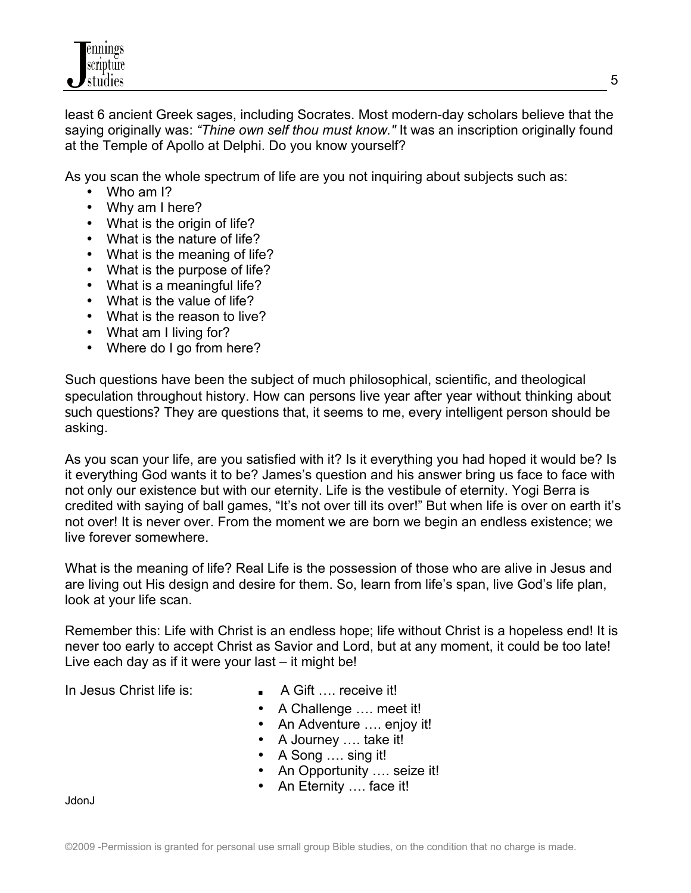least 6 ancient Greek sages, including Socrates. Most modern-day scholars believe that the saying originally was: *"Thine own self thou must know."* It was an inscription originally found at the Temple of Apollo at Delphi. Do you know yourself?

As you scan the whole spectrum of life are you not inquiring about subjects such as:

- Who am I?
- Why am I here?
- What is the origin of life?
- What is the nature of life?
- What is the meaning of life?
- What is the purpose of life?
- What is a meaningful life?
- What is the value of life?
- What is the reason to live?
- What am I living for?
- Where do I go from here?

Such questions have been the subject of much philosophical, scientific, and theological speculation throughout history. How can persons live year after year without thinking about such questions? They are questions that, it seems to me, every intelligent person should be asking.

As you scan your life, are you satisfied with it? Is it everything you had hoped it would be? Is it everything God wants it to be? James's question and his answer bring us face to face with not only our existence but with our eternity. Life is the vestibule of eternity. Yogi Berra is credited with saying of ball games, "It's not over till its over!" But when life is over on earth it's not over! It is never over. From the moment we are born we begin an endless existence; we live forever somewhere.

What is the meaning of life? Real Life is the possession of those who are alive in Jesus and are living out His design and desire for them. So, learn from life's span, live God's life plan, look at your life scan.

Remember this: Life with Christ is an endless hope; life without Christ is a hopeless end! It is never too early to accept Christ as Savior and Lord, but at any moment, it could be too late! Live each day as if it were your last – it might be!

In Jesus Christ life is:

- A Gift …. receive it!
- A Challenge …. meet it!
- An Adventure …. enjoy it!
- A Journey …. take it!
- A Song …. sing it!
- An Opportunity …. seize it!
- An Eternity …. face it!

JdonJ

©2009 -Permission is granted for personal use small group Bible studies, on the condition that no charge is made.